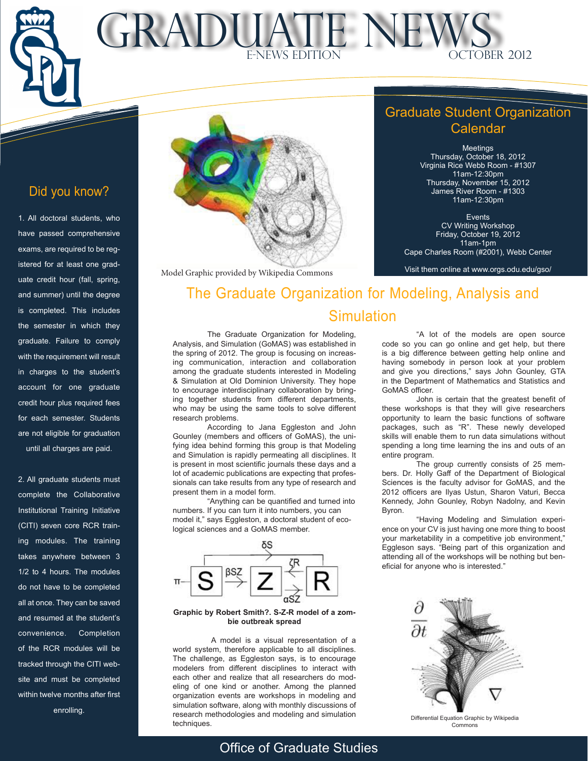# GRADUATE NEWS

E-NEWS EDITION — OCTOBER 2012

## Did you know?

1. All doctoral students, who have passed comprehensive exams, are required to be registered for at least one graduate credit hour (fall, spring, and summer) until the degree is completed. This includes the semester in which they graduate. Failure to comply with the requirement will result in charges to the student's account for one graduate credit hour plus required fees for each semester. Students are not eligible for graduation until all charges are paid.

2. All graduate students must complete the Collaborative Institutional Training Initiative (CITI) seven core RCR training modules. The training takes anywhere between 3 1/2 to 4 hours. The modules do not have to be completed all at once. They can be saved and resumed at the student's convenience. Completion of the RCR modules will be tracked through the CITI website and must be completed within twelve months after first enrolling.

Model Graphic provided by Wikipedia Commons

## Graduate Student Organization Calendar

Meetings
Thursday, October 18, 2012
Virginia Rice Webb Room - #1307
11am-12:30pm
Thursday, November 15, 2012
James River Room - #1303
11am-12:30pm

Events
CV Writing Workshop
Friday, October 19, 2012
11am-1pm
Cape Charles Room (#2001), Webb Center

Visit them online at www.orgs.odu.edu/gso/

## The Graduate Organization for Modeling, Analysis and Simulation

The Graduate Organization for Modeling, Analysis, and Simulation (GoMAS) was established in the spring of 2012. The group is focusing on increasing communication, interaction and collaboration among the graduate students interested in Modeling & Simulation at Old Dominion University. They hope to encourage interdisciplinary collaboration by bringing together students from different departments, who may be using the same tools to solve different research problems.

According to Jana Eggleston and John Gounley (members and officers of GoMAS), the unifying idea behind forming this group is that Modeling and Simulation is rapidly permeating all disciplines. It is present in most scientific journals these days and a lot of academic publications are expecting that professionals can take results from any type of research and present them in a model form.

"Anything can be quantified and turned into numbers. If you can turn it into numbers, you can model it," says Eggleston, a doctoral student of ecological sciences and a GoMAS member.

**Graphic by Robert Smith?. S-Z-R model of a zombie outbreak spread**

A model is a visual representation of a world system, therefore applicable to all disciplines. The challenge, as Eggleston says, is to encourage modelers from different disciplines to interact with each other and realize that all researchers do modeling of one kind or another. Among the planned organization events are workshops in modeling and simulation software, along with monthly discussions of research methodologies and modeling and simulation techniques.

"A lot of the models are open source code so you can go online and get help, but there is a big difference between getting help online and having somebody in person look at your problem and give you directions," says John Gounley, GTA in the Department of Mathematics and Statistics and GoMAS officer.

John is certain that the greatest benefit of these workshops is that they will give researchers opportunity to learn the basic functions of software packages, such as "R". These newly developed skills will enable them to run data simulations without spending a long time learning the ins and outs of an entire program.

The group currently consists of 25 members. Dr. Holly Gaff of the Department of Biological Sciences is the faculty advisor for GoMAS, and the 2012 officers are Ilyas Ustun, Sharon Vaturi, Becca Kennedy, John Gounley, Robyn Nadolny, and Kevin Byron.

"Having Modeling and Simulation experience on your CV is just having one more thing to boost your marketability in a competitive job environment," Eggleson says. "Being part of this organization and attending all of the workshops will be nothing but beneficial for anyone who is interested."

Differential Equation Graphic by Wikipedia Commons

Office of Graduate Studies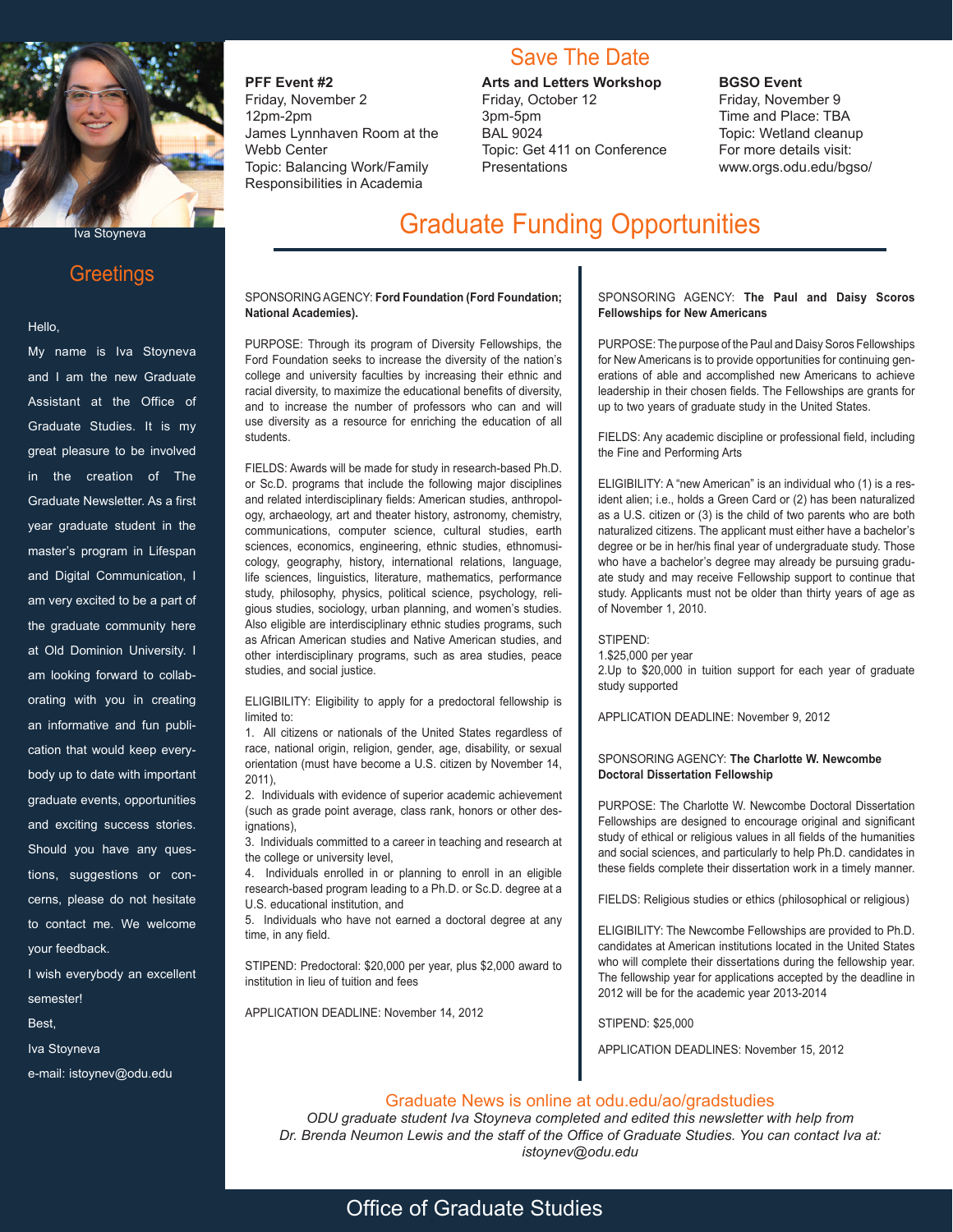Iva Stoyneva

## Greetings

Hello,

My name is Iva Stoyneva and I am the new Graduate Assistant at the Office of Graduate Studies. It is my great pleasure to be involved in the creation of The Graduate Newsletter. As a first year graduate student in the master's program in Lifespan and Digital Communication, I am very excited to be a part of the graduate community here at Old Dominion University. I am looking forward to collaborating with you in creating an informative and fun publication that would keep everybody up to date with important graduate events, opportunities and exciting success stories. Should you have any questions, suggestions or concerns, please do not hesitate to contact me. We welcome your feedback.

I wish everybody an excellent semester!

Best,

Iva Stoyneva

e-mail: istoynev@odu.edu

## Save The Date

**PFF Event #2**
Friday, November 2
12pm-2pm
James Lynnhaven Room at the Webb Center
Topic: Balancing Work/Family Responsibilities in Academia

**Arts and Letters Workshop**
Friday, October 12
3pm-5pm
BAL 9024
Topic: Get 411 on Conference Presentations

**BGSO Event**
Friday, November 9
Time and Place: TBA
Topic: Wetland cleanup
For more details visit:
www.orgs.odu.edu/bgso/

## Graduate Funding Opportunities

SPONSORING AGENCY: **Ford Foundation (Ford Foundation; National Academies).**

PURPOSE: Through its program of Diversity Fellowships, the Ford Foundation seeks to increase the diversity of the nation's college and university faculties by increasing their ethnic and racial diversity, to maximize the educational benefits of diversity, and to increase the number of professors who can and will use diversity as a resource for enriching the education of all students.

FIELDS: Awards will be made for study in research-based Ph.D. or Sc.D. programs that include the following major disciplines and related interdisciplinary fields: American studies, anthropology, archaeology, art and theater history, astronomy, chemistry, communications, computer science, cultural studies, earth sciences, economics, engineering, ethnic studies, ethnomusicology, geography, history, international relations, language, life sciences, linguistics, literature, mathematics, performance study, philosophy, physics, political science, psychology, religious studies, sociology, urban planning, and women's studies. Also eligible are interdisciplinary ethnic studies programs, such as African American studies and Native American studies, and other interdisciplinary programs, such as area studies, peace studies, and social justice.

ELIGIBILITY: Eligibility to apply for a predoctoral fellowship is limited to:

1. All citizens or nationals of the United States regardless of race, national origin, religion, gender, age, disability, or sexual orientation (must have become a U.S. citizen by November 14, 2011),
2. Individuals with evidence of superior academic achievement (such as grade point average, class rank, honors or other designations),
3. Individuals committed to a career in teaching and research at the college or university level,
4. Individuals enrolled in or planning to enroll in an eligible research-based program leading to a Ph.D. or Sc.D. degree at a U.S. educational institution, and
5. Individuals who have not earned a doctoral degree at any time, in any field.

STIPEND: Predoctoral: $20,000 per year, plus $2,000 award to institution in lieu of tuition and fees

APPLICATION DEADLINE: November 14, 2012

SPONSORING AGENCY: **The Paul and Daisy Scoros Fellowships for New Americans**

PURPOSE: The purpose of the Paul and Daisy Soros Fellowships for New Americans is to provide opportunities for continuing generations of able and accomplished new Americans to achieve leadership in their chosen fields. The Fellowships are grants for up to two years of graduate study in the United States.

FIELDS: Any academic discipline or professional field, including the Fine and Performing Arts

ELIGIBILITY: A "new American" is an individual who (1) is a resident alien; i.e., holds a Green Card or (2) has been naturalized as a U.S. citizen or (3) is the child of two parents who are both naturalized citizens. The applicant must either have a bachelor's degree or be in her/his final year of undergraduate study. Those who have a bachelor's degree may already be pursuing graduate study and may receive Fellowship support to continue that study. Applicants must not be older than thirty years of age as of November 1, 2010.

STIPEND:
1.$25,000 per year
2.Up to $20,000 in tuition support for each year of graduate study supported

APPLICATION DEADLINE: November 9, 2012

SPONSORING AGENCY: **The Charlotte W. Newcombe Doctoral Dissertation Fellowship**

PURPOSE: The Charlotte W. Newcombe Doctoral Dissertation Fellowships are designed to encourage original and significant study of ethical or religious values in all fields of the humanities and social sciences, and particularly to help Ph.D. candidates in these fields complete their dissertation work in a timely manner.

FIELDS: Religious studies or ethics (philosophical or religious)

ELIGIBILITY: The Newcombe Fellowships are provided to Ph.D. candidates at American institutions located in the United States who will complete their dissertations during the fellowship year. The fellowship year for applications accepted by the deadline in 2012 will be for the academic year 2013-2014

STIPEND: $25,000

APPLICATION DEADLINES: November 15, 2012

Graduate News is online at odu.edu/ao/gradstudies

*ODU graduate student Iva Stoyneva completed and edited this newsletter with help from Dr. Brenda Neumon Lewis and the staff of the Office of Graduate Studies. You can contact Iva at: istoynev@odu.edu*

Office of Graduate Studies